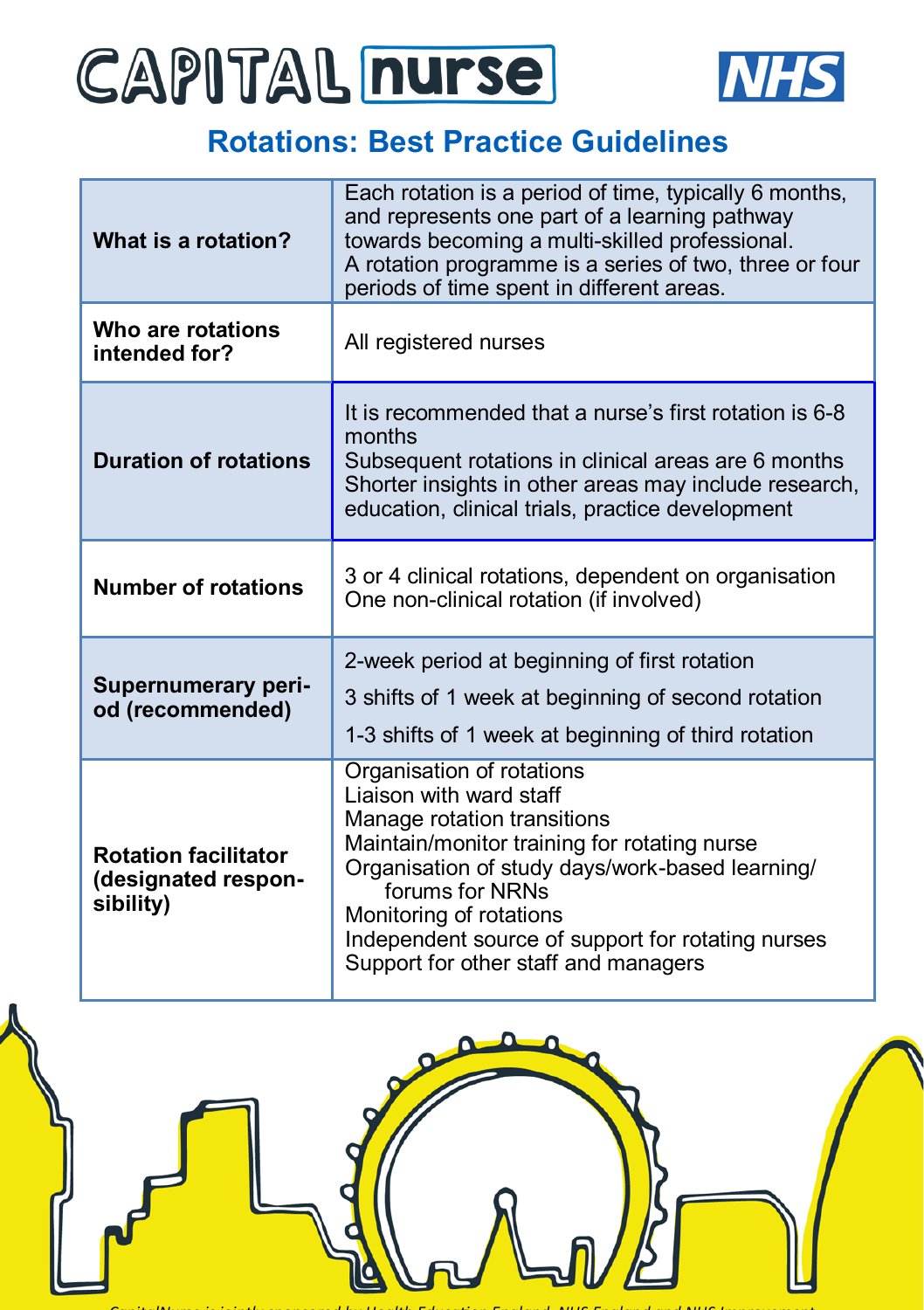# CAPITAL nurse

## Rotations: Best Practice Guidelines

| | |
|---|---|
| **What is a rotation?** | Each rotation is a period of time, typically 6 months, and represents one part of a learning pathway towards becoming a multi-skilled professional.<br>A rotation programme is a series of two, three or four periods of time spent in different areas. |
| **Who are rotations intended for?** | All registered nurses |
| **Duration of rotations** | It is recommended that a nurse's first rotation is 6-8 months<br>Subsequent rotations in clinical areas are 6 months<br>Shorter insights in other areas may include research, education, clinical trials, practice development |
| **Number of rotations** | 3 or 4 clinical rotations, dependent on organisation<br>One non-clinical rotation (if involved) |
| **Supernumerary period (recommended)** | 2-week period at beginning of first rotation<br>3 shifts of 1 week at beginning of second rotation<br>1-3 shifts of 1 week at beginning of third rotation |
| **Rotation facilitator (designated responsibility)** | Organisation of rotations<br>Liaison with ward staff<br>Manage rotation transitions<br>Maintain/monitor training for rotating nurse<br>Organisation of study days/work-based learning/ forums for NRNs<br>Monitoring of rotations<br>Independent source of support for rotating nurses<br>Support for other staff and managers |

*CapitalNurse is jointly sponsored by Health Education England, NHS England and NHS Improvement*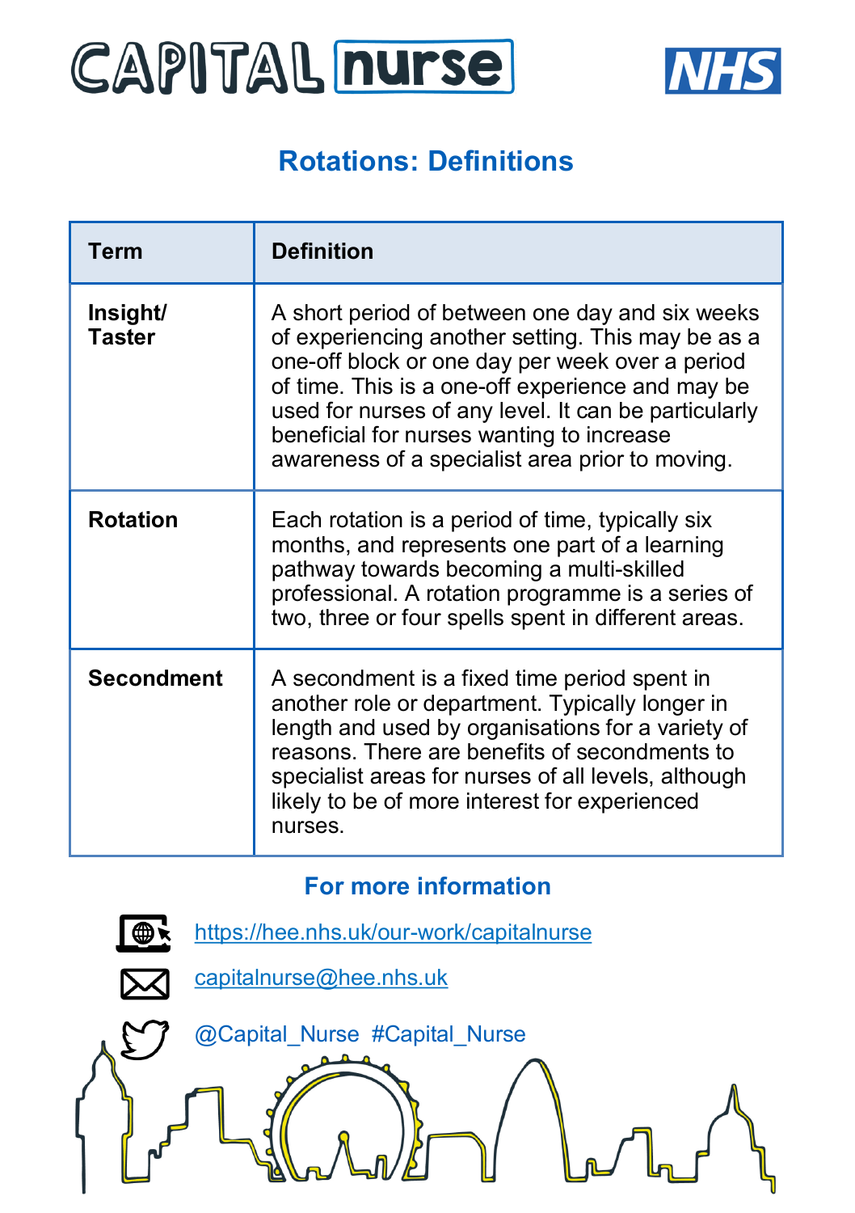CAPITAL nurse

NHS

## Rotations: Definitions

| Term | Definition |
| --- | --- |
| **Insight/ Taster** | A short period of between one day and six weeks of experiencing another setting. This may be as a one-off block or one day per week over a period of time. This is a one-off experience and may be used for nurses of any level. It can be particularly beneficial for nurses wanting to increase awareness of a specialist area prior to moving. |
| **Rotation** | Each rotation is a period of time, typically six months, and represents one part of a learning pathway towards becoming a multi-skilled professional. A rotation programme is a series of two, three or four spells spent in different areas. |
| **Secondment** | A secondment is a fixed time period spent in another role or department. Typically longer in length and used by organisations for a variety of reasons. There are benefits of secondments to specialist areas for nurses of all levels, although likely to be of more interest for experienced nurses. |

### For more information

https://hee.nhs.uk/our-work/capitalnurse

capitalnurse@hee.nhs.uk

@Capital_Nurse #Capital_Nurse